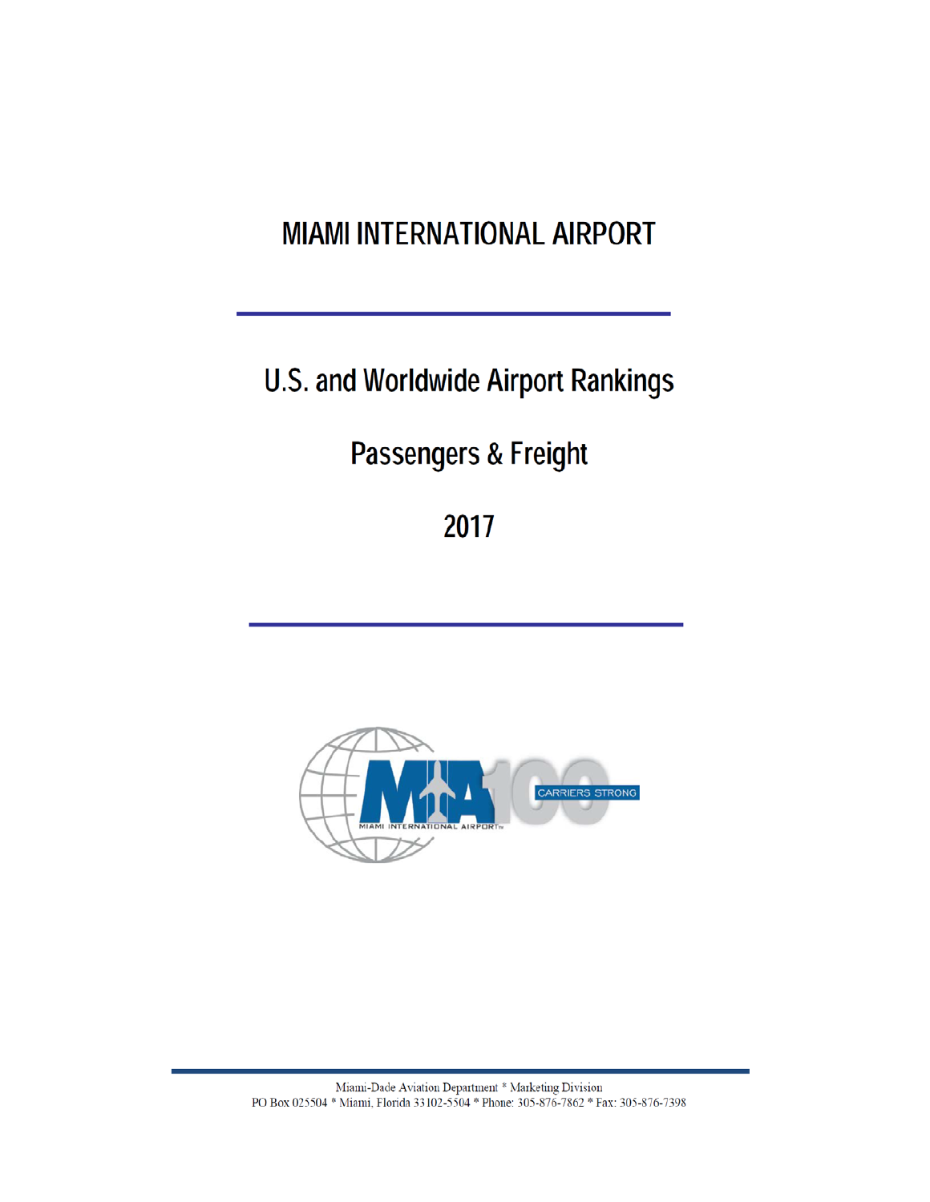# MIAMI INTERNATIONAL AIRPORT

## U.S. and Worldwide Airport Rankings

## Passengers & Freight

## 2017

Miami-Dade Aviation Department * Marketing Division
PO Box 025504 * Miami, Florida 33102-5504 * Phone: 305-876-7862 * Fax: 305-876-7398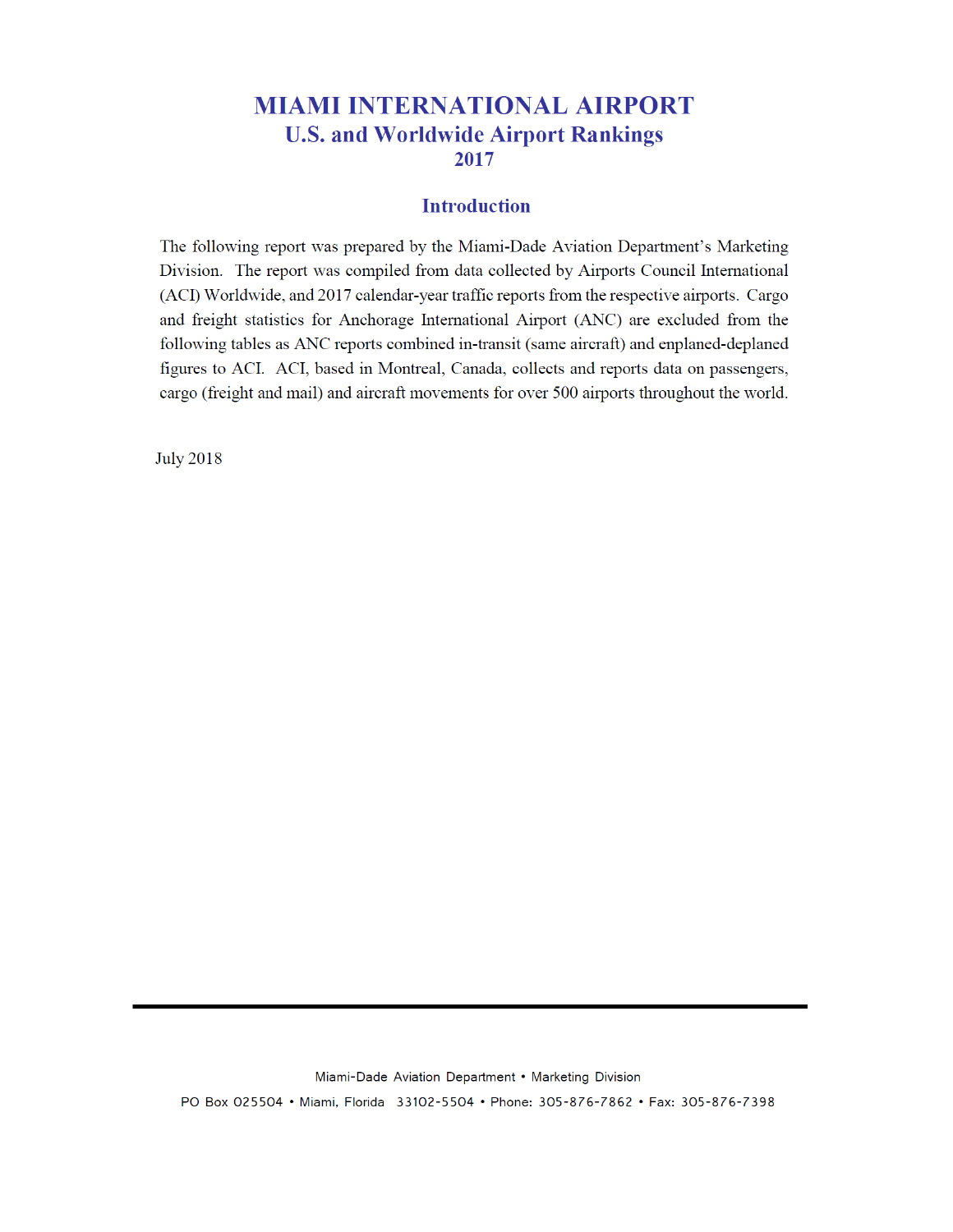# MIAMI INTERNATIONAL AIRPORT

## U.S. and Worldwide Airport Rankings

## 2017

### Introduction

The following report was prepared by the Miami-Dade Aviation Department's Marketing Division. The report was compiled from data collected by Airports Council International (ACI) Worldwide, and 2017 calendar-year traffic reports from the respective airports. Cargo and freight statistics for Anchorage International Airport (ANC) are excluded from the following tables as ANC reports combined in-transit (same aircraft) and enplaned-deplaned figures to ACI. ACI, based in Montreal, Canada, collects and reports data on passengers, cargo (freight and mail) and aircraft movements for over 500 airports throughout the world.

July 2018

Miami-Dade Aviation Department • Marketing Division

PO Box 025504 • Miami, Florida 33102-5504 • Phone: 305-876-7862 • Fax: 305-876-7398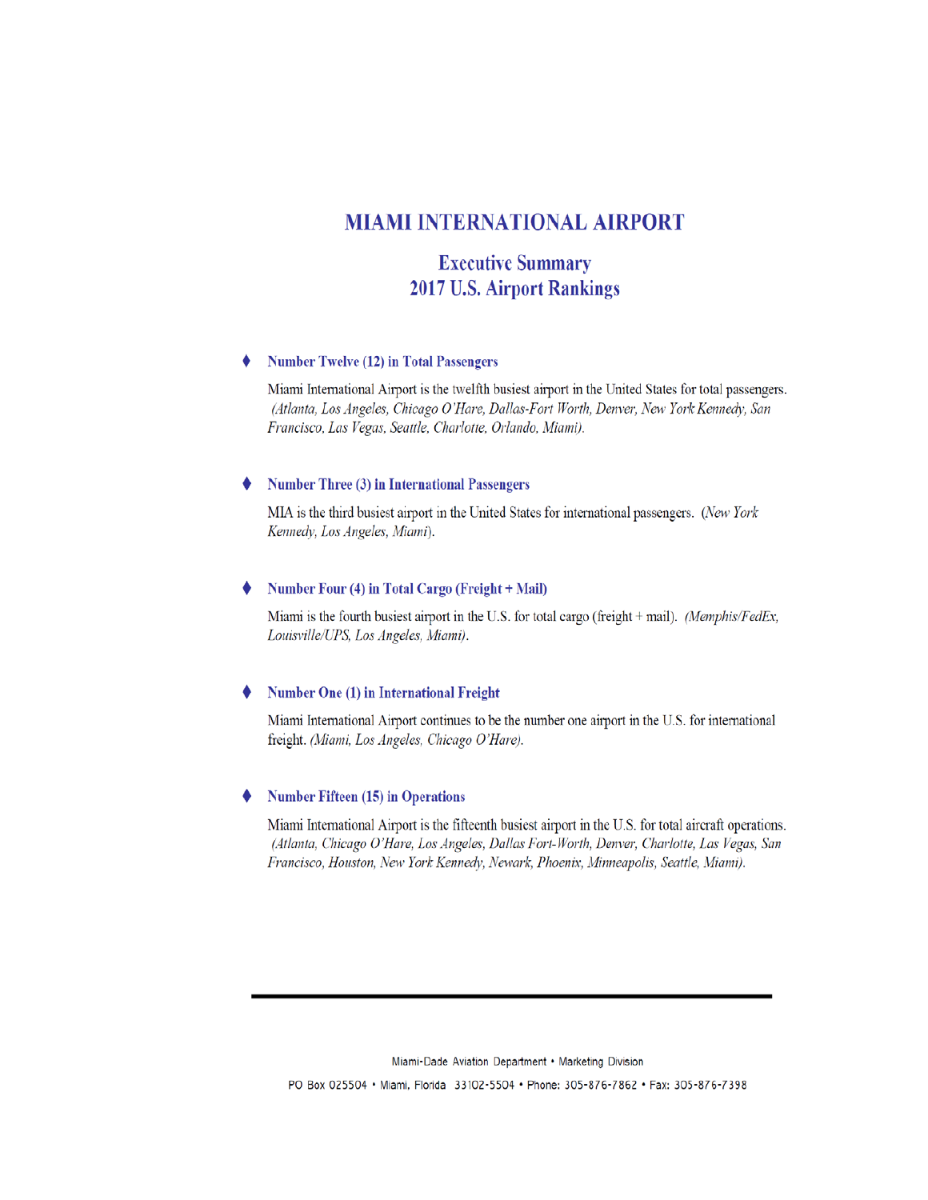# MIAMI INTERNATIONAL AIRPORT

## Executive Summary
## 2017 U.S. Airport Rankings

- **Number Twelve (12) in Total Passengers**

  Miami International Airport is the twelfth busiest airport in the United States for total passengers. *(Atlanta, Los Angeles, Chicago O'Hare, Dallas-Fort Worth, Denver, New York Kennedy, San Francisco, Las Vegas, Seattle, Charlotte, Orlando, Miami).*

- **Number Three (3) in International Passengers**

  MIA is the third busiest airport in the United States for international passengers. *(New York Kennedy, Los Angeles, Miami).*

- **Number Four (4) in Total Cargo (Freight + Mail)**

  Miami is the fourth busiest airport in the U.S. for total cargo (freight + mail). *(Memphis/FedEx, Louisville/UPS, Los Angeles, Miami).*

- **Number One (1) in International Freight**

  Miami International Airport continues to be the number one airport in the U.S. for international freight. *(Miami, Los Angeles, Chicago O'Hare).*

- **Number Fifteen (15) in Operations**

  Miami International Airport is the fifteenth busiest airport in the U.S. for total aircraft operations. *(Atlanta, Chicago O'Hare, Los Angeles, Dallas Fort-Worth, Denver, Charlotte, Las Vegas, San Francisco, Houston, New York Kennedy, Newark, Phoenix, Minneapolis, Seattle, Miami).*

---

Miami-Dade Aviation Department • Marketing Division

PO Box 025504 • Miami, Florida 33102-5504 • Phone: 305-876-7862 • Fax: 305-876-7398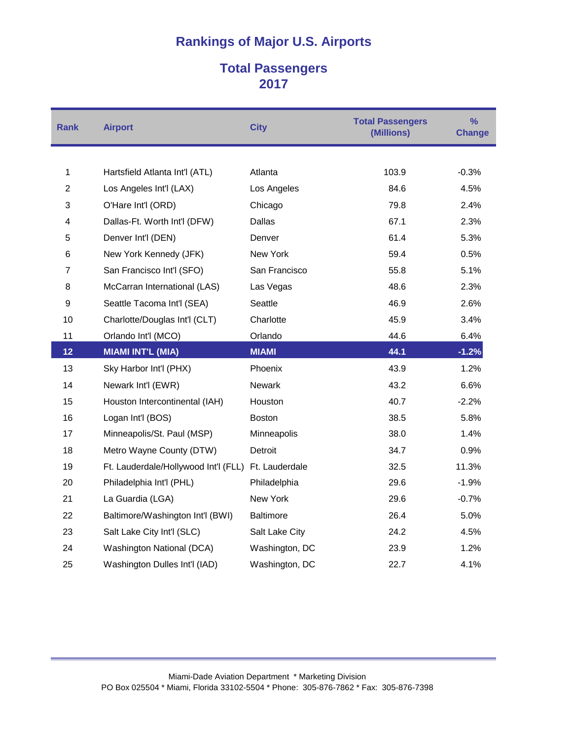# Rankings of Major U.S. Airports

## Total Passengers
## 2017

| Rank | Airport | City | Total Passengers (Millions) | % Change |
|---|---|---|---|---|
| 1 | Hartsfield Atlanta Int'l (ATL) | Atlanta | 103.9 | -0.3% |
| 2 | Los Angeles Int'l (LAX) | Los Angeles | 84.6 | 4.5% |
| 3 | O'Hare Int'l (ORD) | Chicago | 79.8 | 2.4% |
| 4 | Dallas-Ft. Worth Int'l (DFW) | Dallas | 67.1 | 2.3% |
| 5 | Denver Int'l (DEN) | Denver | 61.4 | 5.3% |
| 6 | New York Kennedy (JFK) | New York | 59.4 | 0.5% |
| 7 | San Francisco Int'l (SFO) | San Francisco | 55.8 | 5.1% |
| 8 | McCarran International (LAS) | Las Vegas | 48.6 | 2.3% |
| 9 | Seattle Tacoma Int'l (SEA) | Seattle | 46.9 | 2.6% |
| 10 | Charlotte/Douglas Int'l (CLT) | Charlotte | 45.9 | 3.4% |
| 11 | Orlando Int'l (MCO) | Orlando | 44.6 | 6.4% |
| **12** | **MIAMI INT'L (MIA)** | **MIAMI** | **44.1** | **-1.2%** |
| 13 | Sky Harbor Int'l (PHX) | Phoenix | 43.9 | 1.2% |
| 14 | Newark Int'l (EWR) | Newark | 43.2 | 6.6% |
| 15 | Houston Intercontinental (IAH) | Houston | 40.7 | -2.2% |
| 16 | Logan Int'l (BOS) | Boston | 38.5 | 5.8% |
| 17 | Minneapolis/St. Paul (MSP) | Minneapolis | 38.0 | 1.4% |
| 18 | Metro Wayne County (DTW) | Detroit | 34.7 | 0.9% |
| 19 | Ft. Lauderdale/Hollywood Int'l (FLL) | Ft. Lauderdale | 32.5 | 11.3% |
| 20 | Philadelphia Int'l (PHL) | Philadelphia | 29.6 | -1.9% |
| 21 | La Guardia (LGA) | New York | 29.6 | -0.7% |
| 22 | Baltimore/Washington Int'l (BWI) | Baltimore | 26.4 | 5.0% |
| 23 | Salt Lake City Int'l (SLC) | Salt Lake City | 24.2 | 4.5% |
| 24 | Washington National (DCA) | Washington, DC | 23.9 | 1.2% |
| 25 | Washington Dulles Int'l (IAD) | Washington, DC | 22.7 | 4.1% |

Miami-Dade Aviation Department * Marketing Division
PO Box 025504 * Miami, Florida 33102-5504 * Phone: 305-876-7862 * Fax: 305-876-7398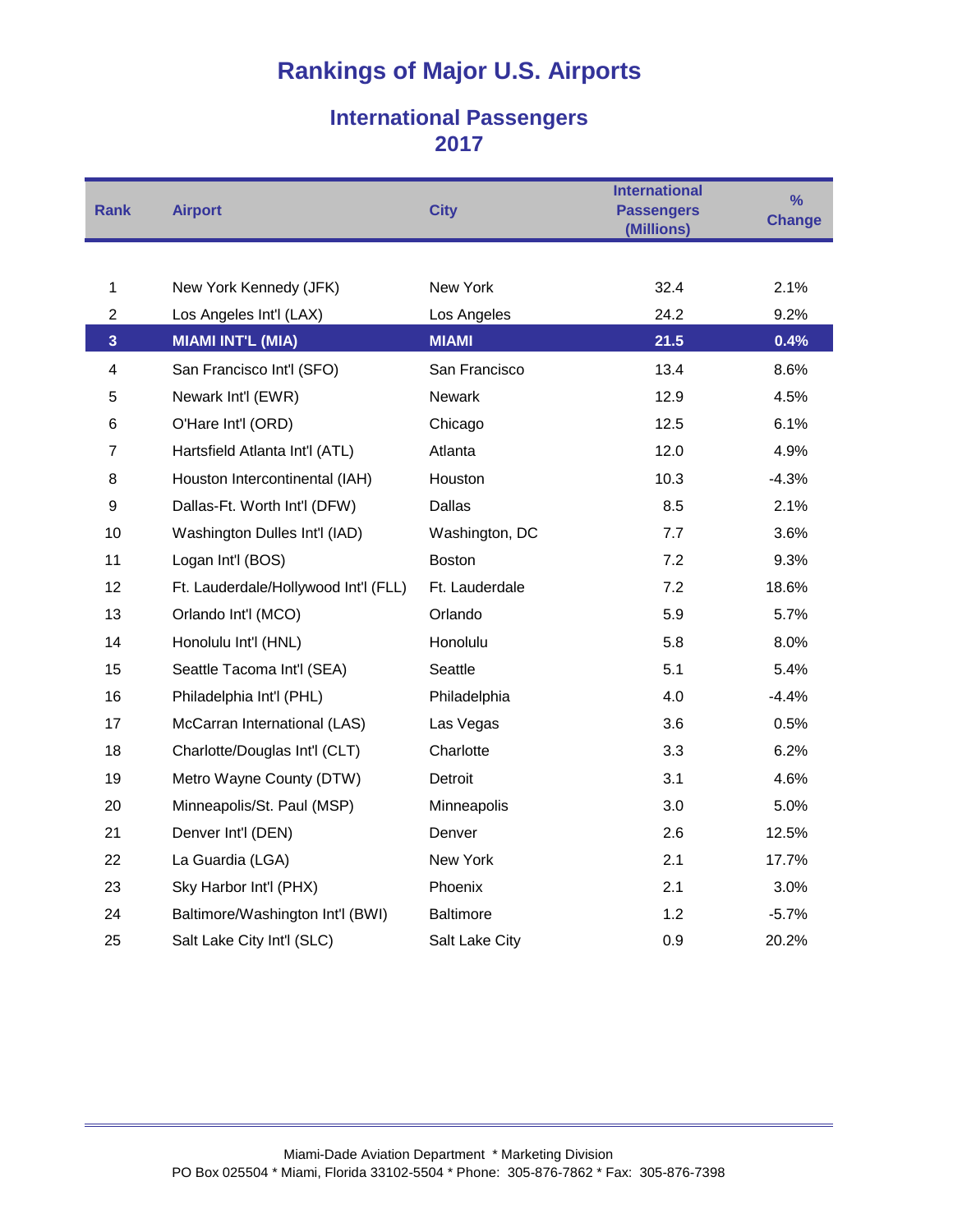# Rankings of Major U.S. Airports

## International Passengers
## 2017

| Rank | Airport | City | International Passengers (Millions) | % Change |
|---|---|---|---|---|
| 1 | New York Kennedy (JFK) | New York | 32.4 | 2.1% |
| 2 | Los Angeles Int'l (LAX) | Los Angeles | 24.2 | 9.2% |
| **3** | **MIAMI INT'L (MIA)** | **MIAMI** | **21.5** | **0.4%** |
| 4 | San Francisco Int'l (SFO) | San Francisco | 13.4 | 8.6% |
| 5 | Newark Int'l (EWR) | Newark | 12.9 | 4.5% |
| 6 | O'Hare Int'l (ORD) | Chicago | 12.5 | 6.1% |
| 7 | Hartsfield Atlanta Int'l (ATL) | Atlanta | 12.0 | 4.9% |
| 8 | Houston Intercontinental (IAH) | Houston | 10.3 | -4.3% |
| 9 | Dallas-Ft. Worth Int'l (DFW) | Dallas | 8.5 | 2.1% |
| 10 | Washington Dulles Int'l (IAD) | Washington, DC | 7.7 | 3.6% |
| 11 | Logan Int'l (BOS) | Boston | 7.2 | 9.3% |
| 12 | Ft. Lauderdale/Hollywood Int'l (FLL) | Ft. Lauderdale | 7.2 | 18.6% |
| 13 | Orlando Int'l (MCO) | Orlando | 5.9 | 5.7% |
| 14 | Honolulu Int'l (HNL) | Honolulu | 5.8 | 8.0% |
| 15 | Seattle Tacoma Int'l (SEA) | Seattle | 5.1 | 5.4% |
| 16 | Philadelphia Int'l (PHL) | Philadelphia | 4.0 | -4.4% |
| 17 | McCarran International (LAS) | Las Vegas | 3.6 | 0.5% |
| 18 | Charlotte/Douglas Int'l (CLT) | Charlotte | 3.3 | 6.2% |
| 19 | Metro Wayne County (DTW) | Detroit | 3.1 | 4.6% |
| 20 | Minneapolis/St. Paul (MSP) | Minneapolis | 3.0 | 5.0% |
| 21 | Denver Int'l (DEN) | Denver | 2.6 | 12.5% |
| 22 | La Guardia (LGA) | New York | 2.1 | 17.7% |
| 23 | Sky Harbor Int'l (PHX) | Phoenix | 2.1 | 3.0% |
| 24 | Baltimore/Washington Int'l (BWI) | Baltimore | 1.2 | -5.7% |
| 25 | Salt Lake City Int'l (SLC) | Salt Lake City | 0.9 | 20.2% |

Miami-Dade Aviation Department * Marketing Division
PO Box 025504 * Miami, Florida 33102-5504 * Phone: 305-876-7862 * Fax: 305-876-7398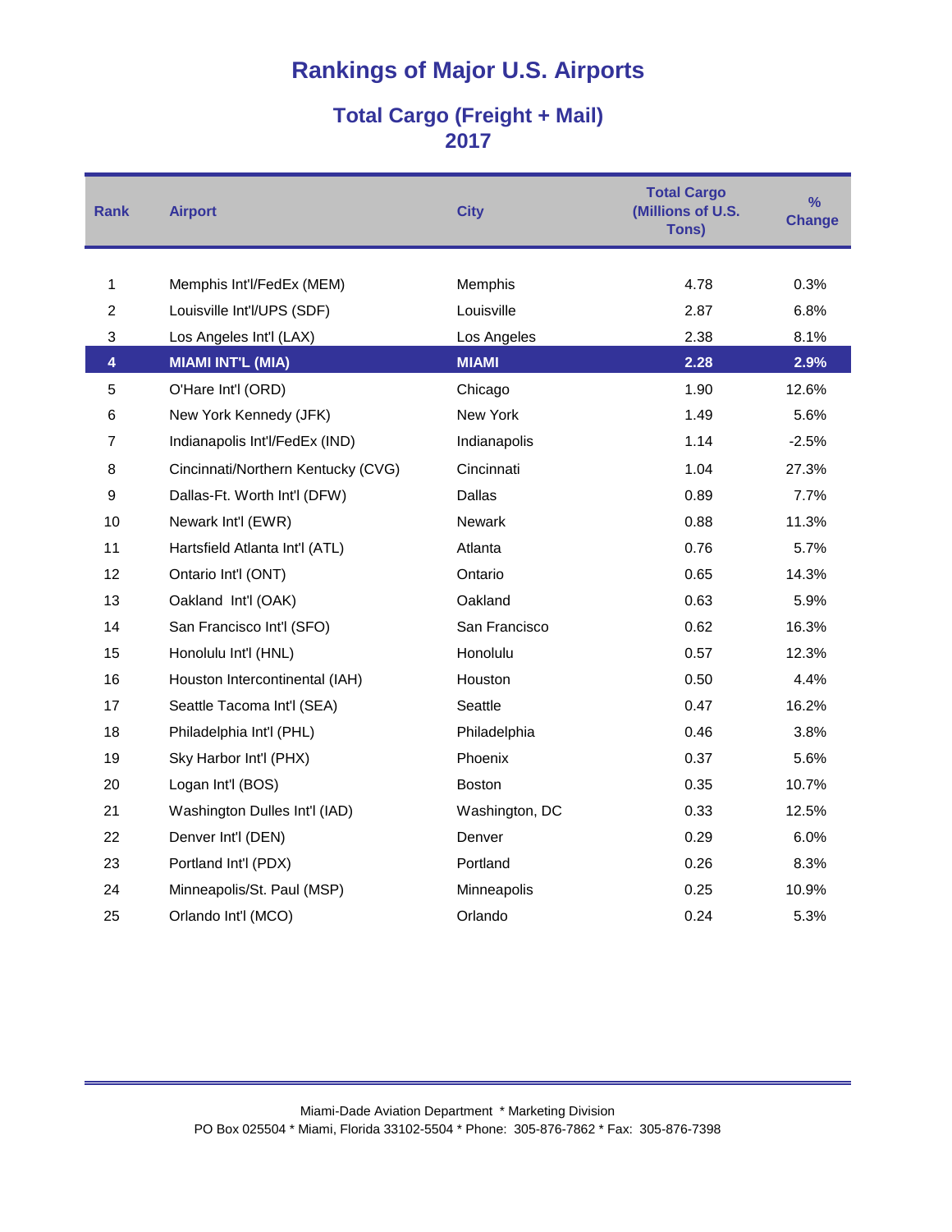# Rankings of Major U.S. Airports

## Total Cargo (Freight + Mail)
## 2017

| Rank | Airport | City | Total Cargo (Millions of U.S. Tons) | % Change |
|---|---|---|---|---|
| 1 | Memphis Int'l/FedEx (MEM) | Memphis | 4.78 | 0.3% |
| 2 | Louisville Int'l/UPS (SDF) | Louisville | 2.87 | 6.8% |
| 3 | Los Angeles Int'l (LAX) | Los Angeles | 2.38 | 8.1% |
| **4** | **MIAMI INT'L (MIA)** | **MIAMI** | **2.28** | **2.9%** |
| 5 | O'Hare Int'l (ORD) | Chicago | 1.90 | 12.6% |
| 6 | New York Kennedy (JFK) | New York | 1.49 | 5.6% |
| 7 | Indianapolis Int'l/FedEx (IND) | Indianapolis | 1.14 | -2.5% |
| 8 | Cincinnati/Northern Kentucky (CVG) | Cincinnati | 1.04 | 27.3% |
| 9 | Dallas-Ft. Worth Int'l (DFW) | Dallas | 0.89 | 7.7% |
| 10 | Newark Int'l (EWR) | Newark | 0.88 | 11.3% |
| 11 | Hartsfield Atlanta Int'l (ATL) | Atlanta | 0.76 | 5.7% |
| 12 | Ontario Int'l (ONT) | Ontario | 0.65 | 14.3% |
| 13 | Oakland Int'l (OAK) | Oakland | 0.63 | 5.9% |
| 14 | San Francisco Int'l (SFO) | San Francisco | 0.62 | 16.3% |
| 15 | Honolulu Int'l (HNL) | Honolulu | 0.57 | 12.3% |
| 16 | Houston Intercontinental (IAH) | Houston | 0.50 | 4.4% |
| 17 | Seattle Tacoma Int'l (SEA) | Seattle | 0.47 | 16.2% |
| 18 | Philadelphia Int'l (PHL) | Philadelphia | 0.46 | 3.8% |
| 19 | Sky Harbor Int'l (PHX) | Phoenix | 0.37 | 5.6% |
| 20 | Logan Int'l (BOS) | Boston | 0.35 | 10.7% |
| 21 | Washington Dulles Int'l (IAD) | Washington, DC | 0.33 | 12.5% |
| 22 | Denver Int'l (DEN) | Denver | 0.29 | 6.0% |
| 23 | Portland Int'l (PDX) | Portland | 0.26 | 8.3% |
| 24 | Minneapolis/St. Paul (MSP) | Minneapolis | 0.25 | 10.9% |
| 25 | Orlando Int'l (MCO) | Orlando | 0.24 | 5.3% |

Miami-Dade Aviation Department * Marketing Division
PO Box 025504 * Miami, Florida 33102-5504 * Phone: 305-876-7862 * Fax: 305-876-7398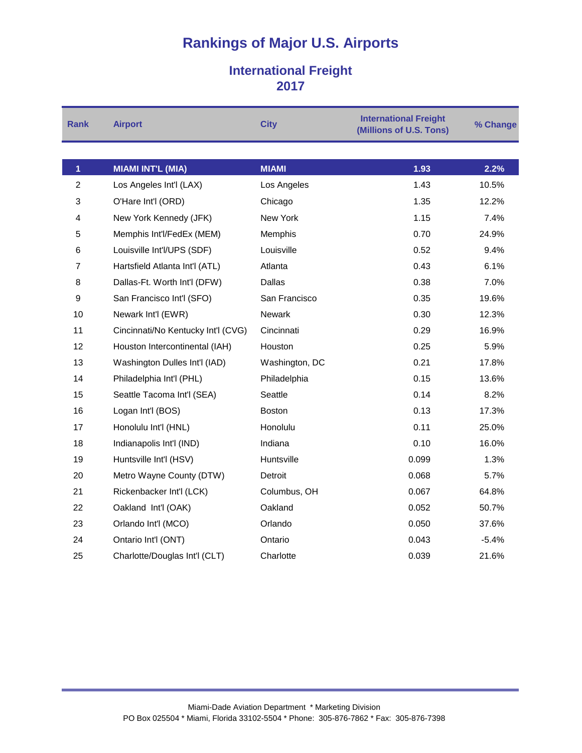# Rankings of Major U.S. Airports

## International Freight
## 2017

| Rank | Airport | City | International Freight (Millions of U.S. Tons) | % Change |
|---|---|---|---|---|
| **1** | **MIAMI INT'L (MIA)** | **MIAMI** | **1.93** | **2.2%** |
| 2 | Los Angeles Int'l (LAX) | Los Angeles | 1.43 | 10.5% |
| 3 | O'Hare Int'l (ORD) | Chicago | 1.35 | 12.2% |
| 4 | New York Kennedy (JFK) | New York | 1.15 | 7.4% |
| 5 | Memphis Int'l/FedEx (MEM) | Memphis | 0.70 | 24.9% |
| 6 | Louisville Int'l/UPS (SDF) | Louisville | 0.52 | 9.4% |
| 7 | Hartsfield Atlanta Int'l (ATL) | Atlanta | 0.43 | 6.1% |
| 8 | Dallas-Ft. Worth Int'l (DFW) | Dallas | 0.38 | 7.0% |
| 9 | San Francisco Int'l (SFO) | San Francisco | 0.35 | 19.6% |
| 10 | Newark Int'l (EWR) | Newark | 0.30 | 12.3% |
| 11 | Cincinnati/No Kentucky Int'l (CVG) | Cincinnati | 0.29 | 16.9% |
| 12 | Houston Intercontinental (IAH) | Houston | 0.25 | 5.9% |
| 13 | Washington Dulles Int'l (IAD) | Washington, DC | 0.21 | 17.8% |
| 14 | Philadelphia Int'l (PHL) | Philadelphia | 0.15 | 13.6% |
| 15 | Seattle Tacoma Int'l (SEA) | Seattle | 0.14 | 8.2% |
| 16 | Logan Int'l (BOS) | Boston | 0.13 | 17.3% |
| 17 | Honolulu Int'l (HNL) | Honolulu | 0.11 | 25.0% |
| 18 | Indianapolis Int'l (IND) | Indiana | 0.10 | 16.0% |
| 19 | Huntsville Int'l (HSV) | Huntsville | 0.099 | 1.3% |
| 20 | Metro Wayne County (DTW) | Detroit | 0.068 | 5.7% |
| 21 | Rickenbacker Int'l (LCK) | Columbus, OH | 0.067 | 64.8% |
| 22 | Oakland Int'l (OAK) | Oakland | 0.052 | 50.7% |
| 23 | Orlando Int'l (MCO) | Orlando | 0.050 | 37.6% |
| 24 | Ontario Int'l (ONT) | Ontario | 0.043 | -5.4% |
| 25 | Charlotte/Douglas Int'l (CLT) | Charlotte | 0.039 | 21.6% |

Miami-Dade Aviation Department * Marketing Division
PO Box 025504 * Miami, Florida 33102-5504 * Phone: 305-876-7862 * Fax: 305-876-7398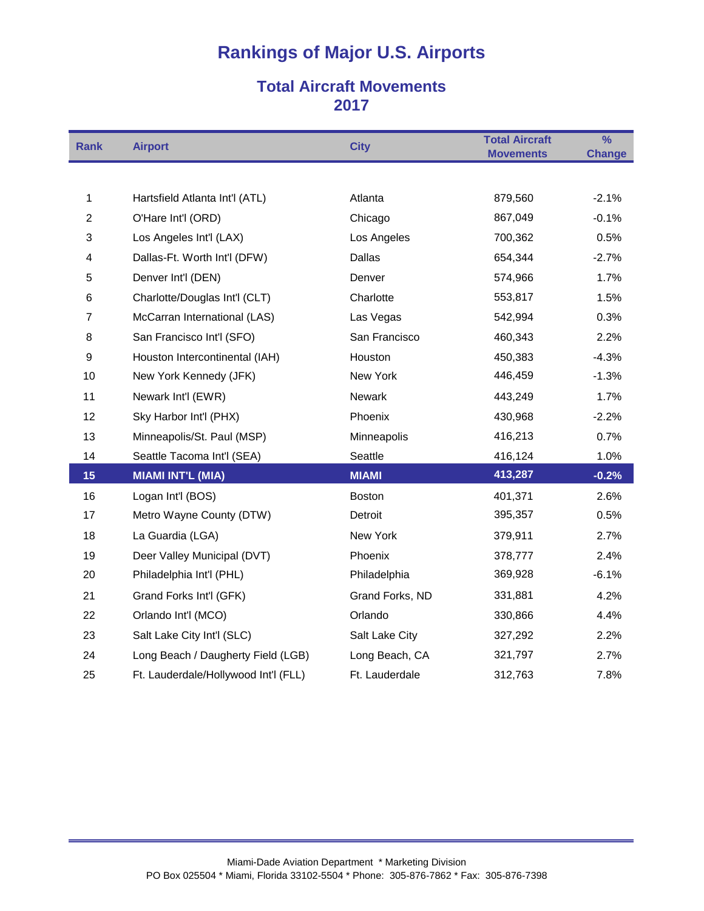# Rankings of Major U.S. Airports

## Total Aircraft Movements
## 2017

| Rank | Airport | City | Total Aircraft Movements | % Change |
|---|---|---|---|---|
| 1 | Hartsfield Atlanta Int'l (ATL) | Atlanta | 879,560 | -2.1% |
| 2 | O'Hare Int'l (ORD) | Chicago | 867,049 | -0.1% |
| 3 | Los Angeles Int'l (LAX) | Los Angeles | 700,362 | 0.5% |
| 4 | Dallas-Ft. Worth Int'l (DFW) | Dallas | 654,344 | -2.7% |
| 5 | Denver Int'l (DEN) | Denver | 574,966 | 1.7% |
| 6 | Charlotte/Douglas Int'l (CLT) | Charlotte | 553,817 | 1.5% |
| 7 | McCarran International (LAS) | Las Vegas | 542,994 | 0.3% |
| 8 | San Francisco Int'l (SFO) | San Francisco | 460,343 | 2.2% |
| 9 | Houston Intercontinental (IAH) | Houston | 450,383 | -4.3% |
| 10 | New York Kennedy (JFK) | New York | 446,459 | -1.3% |
| 11 | Newark Int'l (EWR) | Newark | 443,249 | 1.7% |
| 12 | Sky Harbor Int'l (PHX) | Phoenix | 430,968 | -2.2% |
| 13 | Minneapolis/St. Paul (MSP) | Minneapolis | 416,213 | 0.7% |
| 14 | Seattle Tacoma Int'l (SEA) | Seattle | 416,124 | 1.0% |
| **15** | **MIAMI INT'L (MIA)** | **MIAMI** | **413,287** | **-0.2%** |
| 16 | Logan Int'l (BOS) | Boston | 401,371 | 2.6% |
| 17 | Metro Wayne County (DTW) | Detroit | 395,357 | 0.5% |
| 18 | La Guardia (LGA) | New York | 379,911 | 2.7% |
| 19 | Deer Valley Municipal (DVT) | Phoenix | 378,777 | 2.4% |
| 20 | Philadelphia Int'l (PHL) | Philadelphia | 369,928 | -6.1% |
| 21 | Grand Forks Int'l (GFK) | Grand Forks, ND | 331,881 | 4.2% |
| 22 | Orlando Int'l (MCO) | Orlando | 330,866 | 4.4% |
| 23 | Salt Lake City Int'l (SLC) | Salt Lake City | 327,292 | 2.2% |
| 24 | Long Beach / Daugherty Field (LGB) | Long Beach, CA | 321,797 | 2.7% |
| 25 | Ft. Lauderdale/Hollywood Int'l (FLL) | Ft. Lauderdale | 312,763 | 7.8% |

Miami-Dade Aviation Department * Marketing Division
PO Box 025504 * Miami, Florida 33102-5504 * Phone: 305-876-7862 * Fax: 305-876-7398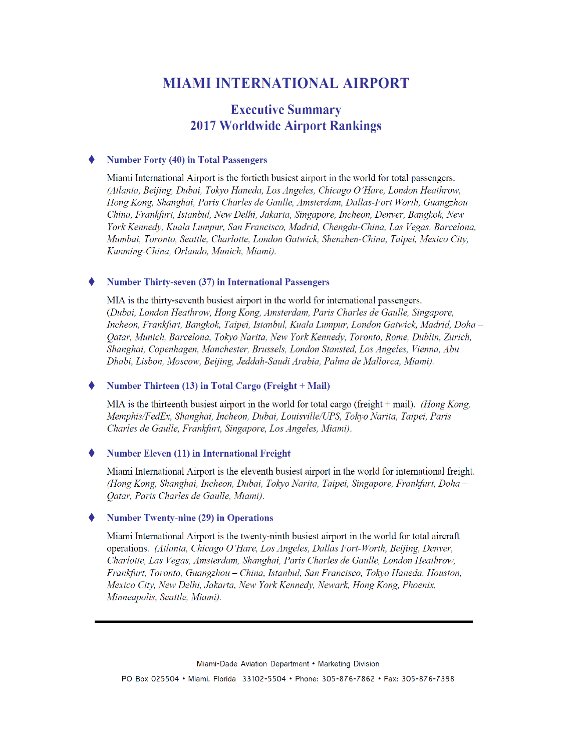# MIAMI INTERNATIONAL AIRPORT

## Executive Summary
## 2017 Worldwide Airport Rankings

- ### Number Forty (40) in Total Passengers

  Miami International Airport is the fortieth busiest airport in the world for total passengers. *(Atlanta, Beijing, Dubai, Tokyo Haneda, Los Angeles, Chicago O'Hare, London Heathrow, Hong Kong, Shanghai, Paris Charles de Gaulle, Amsterdam, Dallas-Fort Worth, Guangzhou – China, Frankfurt, Istanbul, New Delhi, Jakarta, Singapore, Incheon, Denver, Bangkok, New York Kennedy, Kuala Lumpur, San Francisco, Madrid, Chengdu-China, Las Vegas, Barcelona, Mumbai, Toronto, Seattle, Charlotte, London Gatwick, Shenzhen-China, Taipei, Mexico City, Kunming-China, Orlando, Munich, Miami).*

- ### Number Thirty-seven (37) in International Passengers

  MIA is the thirty-seventh busiest airport in the world for international passengers. *(Dubai, London Heathrow, Hong Kong, Amsterdam, Paris Charles de Gaulle, Singapore, Incheon, Frankfurt, Bangkok, Taipei, Istanbul, Kuala Lumpur, London Gatwick, Madrid, Doha – Qatar, Munich, Barcelona, Tokyo Narita, New York Kennedy, Toronto, Rome, Dublin, Zurich, Shanghai, Copenhagen, Manchester, Brussels, London Stansted, Los Angeles, Vienna, Abu Dhabi, Lisbon, Moscow, Beijing, Jeddah-Saudi Arabia, Palma de Mallorca, Miami).*

- ### Number Thirteen (13) in Total Cargo (Freight + Mail)

  MIA is the thirteenth busiest airport in the world for total cargo (freight + mail). *(Hong Kong, Memphis/FedEx, Shanghai, Incheon, Dubai, Louisville/UPS, Tokyo Narita, Taipei, Paris Charles de Gaulle, Frankfurt, Singapore, Los Angeles, Miami).*

- ### Number Eleven (11) in International Freight

  Miami International Airport is the eleventh busiest airport in the world for international freight. *(Hong Kong, Shanghai, Incheon, Dubai, Tokyo Narita, Taipei, Singapore, Frankfurt, Doha – Qatar, Paris Charles de Gaulle, Miami).*

- ### Number Twenty-nine (29) in Operations

  Miami International Airport is the twenty-ninth busiest airport in the world for total aircraft operations. *(Atlanta, Chicago O'Hare, Los Angeles, Dallas Fort-Worth, Beijing, Denver, Charlotte, Las Vegas, Amsterdam, Shanghai, Paris Charles de Gaulle, London Heathrow, Frankfurt, Toronto, Guangzhou – China, Istanbul, San Francisco, Tokyo Haneda, Houston, Mexico City, New Delhi, Jakarta, New York Kennedy, Newark, Hong Kong, Phoenix, Minneapolis, Seattle, Miami).*

---

Miami-Dade Aviation Department • Marketing Division

PO Box 025504 • Miami, Florida 33102-5504 • Phone: 305-876-7862 • Fax: 305-876-7398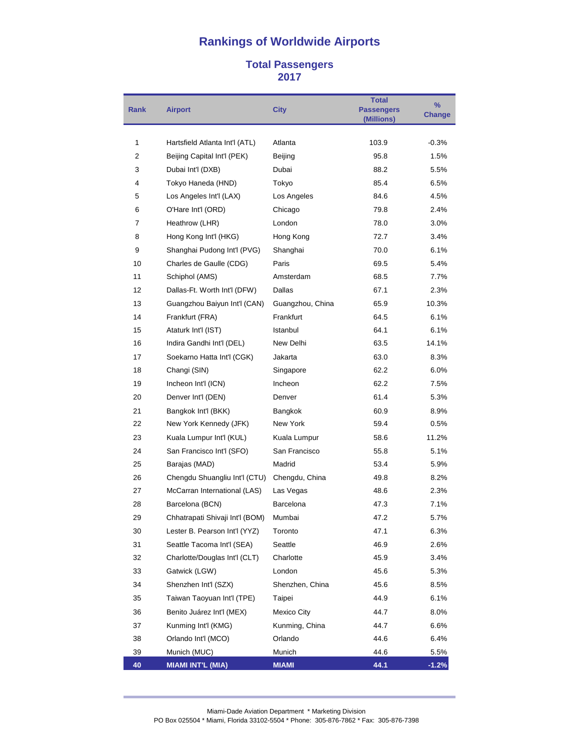# Rankings of Worldwide Airports

## Total Passengers
## 2017

| Rank | Airport | City | Total Passengers (Millions) | % Change |
|---|---|---|---|---|
| 1 | Hartsfield Atlanta Int'l (ATL) | Atlanta | 103.9 | -0.3% |
| 2 | Beijing Capital Int'l (PEK) | Beijing | 95.8 | 1.5% |
| 3 | Dubai Int'l (DXB) | Dubai | 88.2 | 5.5% |
| 4 | Tokyo Haneda (HND) | Tokyo | 85.4 | 6.5% |
| 5 | Los Angeles Int'l (LAX) | Los Angeles | 84.6 | 4.5% |
| 6 | O'Hare Int'l (ORD) | Chicago | 79.8 | 2.4% |
| 7 | Heathrow (LHR) | London | 78.0 | 3.0% |
| 8 | Hong Kong Int'l (HKG) | Hong Kong | 72.7 | 3.4% |
| 9 | Shanghai Pudong Int'l (PVG) | Shanghai | 70.0 | 6.1% |
| 10 | Charles de Gaulle (CDG) | Paris | 69.5 | 5.4% |
| 11 | Schiphol (AMS) | Amsterdam | 68.5 | 7.7% |
| 12 | Dallas-Ft. Worth Int'l (DFW) | Dallas | 67.1 | 2.3% |
| 13 | Guangzhou Baiyun Int'l (CAN) | Guangzhou, China | 65.9 | 10.3% |
| 14 | Frankfurt (FRA) | Frankfurt | 64.5 | 6.1% |
| 15 | Ataturk Int'l (IST) | Istanbul | 64.1 | 6.1% |
| 16 | Indira Gandhi Int'l (DEL) | New Delhi | 63.5 | 14.1% |
| 17 | Soekarno Hatta Int'l (CGK) | Jakarta | 63.0 | 8.3% |
| 18 | Changi (SIN) | Singapore | 62.2 | 6.0% |
| 19 | Incheon Int'l (ICN) | Incheon | 62.2 | 7.5% |
| 20 | Denver Int'l (DEN) | Denver | 61.4 | 5.3% |
| 21 | Bangkok Int'l (BKK) | Bangkok | 60.9 | 8.9% |
| 22 | New York Kennedy (JFK) | New York | 59.4 | 0.5% |
| 23 | Kuala Lumpur Int'l (KUL) | Kuala Lumpur | 58.6 | 11.2% |
| 24 | San Francisco Int'l (SFO) | San Francisco | 55.8 | 5.1% |
| 25 | Barajas (MAD) | Madrid | 53.4 | 5.9% |
| 26 | Chengdu Shuangliu Int'l (CTU) | Chengdu, China | 49.8 | 8.2% |
| 27 | McCarran International (LAS) | Las Vegas | 48.6 | 2.3% |
| 28 | Barcelona (BCN) | Barcelona | 47.3 | 7.1% |
| 29 | Chhatrapati Shivaji Int'l (BOM) | Mumbai | 47.2 | 5.7% |
| 30 | Lester B. Pearson Int'l (YYZ) | Toronto | 47.1 | 6.3% |
| 31 | Seattle Tacoma Int'l (SEA) | Seattle | 46.9 | 2.6% |
| 32 | Charlotte/Douglas Int'l (CLT) | Charlotte | 45.9 | 3.4% |
| 33 | Gatwick (LGW) | London | 45.6 | 5.3% |
| 34 | Shenzhen Int'l (SZX) | Shenzhen, China | 45.6 | 8.5% |
| 35 | Taiwan Taoyuan Int'l (TPE) | Taipei | 44.9 | 6.1% |
| 36 | Benito Juárez Int'l (MEX) | Mexico City | 44.7 | 8.0% |
| 37 | Kunming Int'l (KMG) | Kunming, China | 44.7 | 6.6% |
| 38 | Orlando Int'l (MCO) | Orlando | 44.6 | 6.4% |
| 39 | Munich (MUC) | Munich | 44.6 | 5.5% |
| **40** | **MIAMI INT'L (MIA)** | **MIAMI** | **44.1** | **-1.2%** |

Miami-Dade Aviation Department * Marketing Division
PO Box 025504 * Miami, Florida 33102-5504 * Phone: 305-876-7862 * Fax: 305-876-7398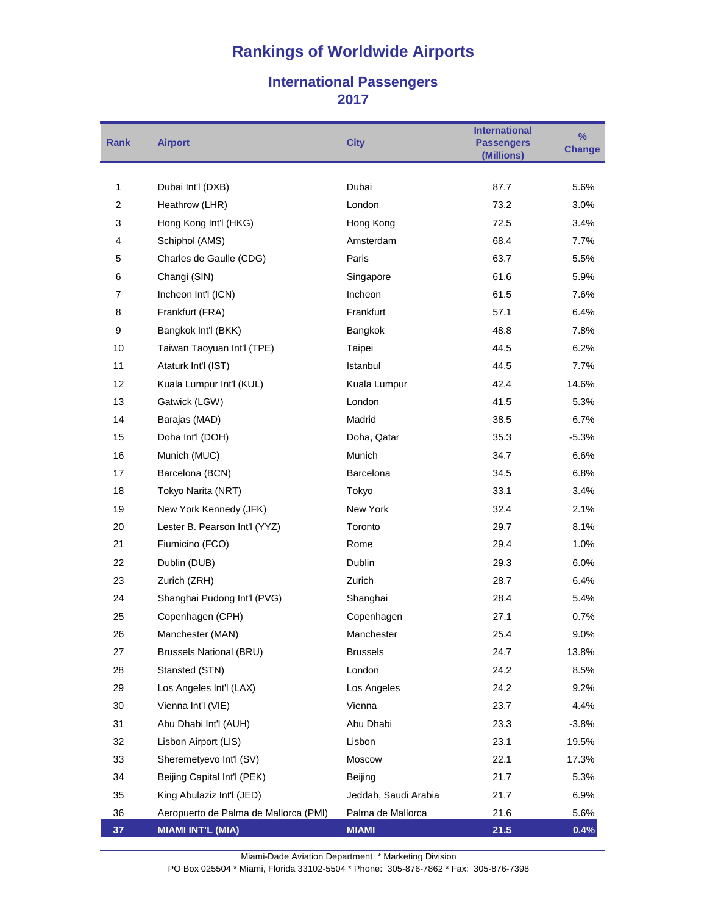# Rankings of Worldwide Airports

## International Passengers 2017

| Rank | Airport | City | International Passengers (Millions) | % Change |
|---|---|---|---|---|
| 1 | Dubai Int'l (DXB) | Dubai | 87.7 | 5.6% |
| 2 | Heathrow (LHR) | London | 73.2 | 3.0% |
| 3 | Hong Kong Int'l (HKG) | Hong Kong | 72.5 | 3.4% |
| 4 | Schiphol (AMS) | Amsterdam | 68.4 | 7.7% |
| 5 | Charles de Gaulle (CDG) | Paris | 63.7 | 5.5% |
| 6 | Changi (SIN) | Singapore | 61.6 | 5.9% |
| 7 | Incheon Int'l (ICN) | Incheon | 61.5 | 7.6% |
| 8 | Frankfurt (FRA) | Frankfurt | 57.1 | 6.4% |
| 9 | Bangkok Int'l (BKK) | Bangkok | 48.8 | 7.8% |
| 10 | Taiwan Taoyuan Int'l (TPE) | Taipei | 44.5 | 6.2% |
| 11 | Ataturk Int'l (IST) | Istanbul | 44.5 | 7.7% |
| 12 | Kuala Lumpur Int'l (KUL) | Kuala Lumpur | 42.4 | 14.6% |
| 13 | Gatwick (LGW) | London | 41.5 | 5.3% |
| 14 | Barajas (MAD) | Madrid | 38.5 | 6.7% |
| 15 | Doha Int'l (DOH) | Doha, Qatar | 35.3 | -5.3% |
| 16 | Munich (MUC) | Munich | 34.7 | 6.6% |
| 17 | Barcelona (BCN) | Barcelona | 34.5 | 6.8% |
| 18 | Tokyo Narita (NRT) | Tokyo | 33.1 | 3.4% |
| 19 | New York Kennedy (JFK) | New York | 32.4 | 2.1% |
| 20 | Lester B. Pearson Int'l (YYZ) | Toronto | 29.7 | 8.1% |
| 21 | Fiumicino (FCO) | Rome | 29.4 | 1.0% |
| 22 | Dublin (DUB) | Dublin | 29.3 | 6.0% |
| 23 | Zurich (ZRH) | Zurich | 28.7 | 6.4% |
| 24 | Shanghai Pudong Int'l (PVG) | Shanghai | 28.4 | 5.4% |
| 25 | Copenhagen (CPH) | Copenhagen | 27.1 | 0.7% |
| 26 | Manchester (MAN) | Manchester | 25.4 | 9.0% |
| 27 | Brussels National (BRU) | Brussels | 24.7 | 13.8% |
| 28 | Stansted (STN) | London | 24.2 | 8.5% |
| 29 | Los Angeles Int'l (LAX) | Los Angeles | 24.2 | 9.2% |
| 30 | Vienna Int'l (VIE) | Vienna | 23.7 | 4.4% |
| 31 | Abu Dhabi Int'l (AUH) | Abu Dhabi | 23.3 | -3.8% |
| 32 | Lisbon Airport (LIS) | Lisbon | 23.1 | 19.5% |
| 33 | Sheremetyevo Int'l (SV) | Moscow | 22.1 | 17.3% |
| 34 | Beijing Capital Int'l (PEK) | Beijing | 21.7 | 5.3% |
| 35 | King Abulaziz Int'l (JED) | Jeddah, Saudi Arabia | 21.7 | 6.9% |
| 36 | Aeropuerto de Palma de Mallorca (PMI) | Palma de Mallorca | 21.6 | 5.6% |
| **37** | **MIAMI INT'L (MIA)** | **MIAMI** | **21.5** | **0.4%** |

Miami-Dade Aviation Department * Marketing Division

PO Box 025504 * Miami, Florida 33102-5504 * Phone: 305-876-7862 * Fax: 305-876-7398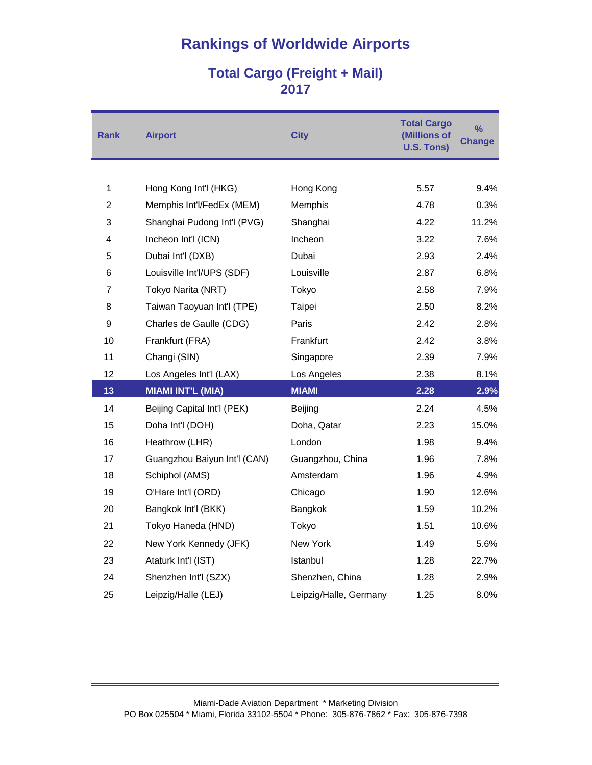# Rankings of Worldwide Airports

## Total Cargo (Freight + Mail)
## 2017

| Rank | Airport | City | Total Cargo (Millions of U.S. Tons) | % Change |
|---|---|---|---|---|
| 1 | Hong Kong Int'l (HKG) | Hong Kong | 5.57 | 9.4% |
| 2 | Memphis Int'l/FedEx (MEM) | Memphis | 4.78 | 0.3% |
| 3 | Shanghai Pudong Int'l (PVG) | Shanghai | 4.22 | 11.2% |
| 4 | Incheon Int'l (ICN) | Incheon | 3.22 | 7.6% |
| 5 | Dubai Int'l (DXB) | Dubai | 2.93 | 2.4% |
| 6 | Louisville Int'l/UPS (SDF) | Louisville | 2.87 | 6.8% |
| 7 | Tokyo Narita (NRT) | Tokyo | 2.58 | 7.9% |
| 8 | Taiwan Taoyuan Int'l (TPE) | Taipei | 2.50 | 8.2% |
| 9 | Charles de Gaulle (CDG) | Paris | 2.42 | 2.8% |
| 10 | Frankfurt (FRA) | Frankfurt | 2.42 | 3.8% |
| 11 | Changi (SIN) | Singapore | 2.39 | 7.9% |
| 12 | Los Angeles Int'l (LAX) | Los Angeles | 2.38 | 8.1% |
| **13** | **MIAMI INT'L (MIA)** | **MIAMI** | **2.28** | **2.9%** |
| 14 | Beijing Capital Int'l (PEK) | Beijing | 2.24 | 4.5% |
| 15 | Doha Int'l (DOH) | Doha, Qatar | 2.23 | 15.0% |
| 16 | Heathrow (LHR) | London | 1.98 | 9.4% |
| 17 | Guangzhou Baiyun Int'l (CAN) | Guangzhou, China | 1.96 | 7.8% |
| 18 | Schiphol (AMS) | Amsterdam | 1.96 | 4.9% |
| 19 | O'Hare Int'l (ORD) | Chicago | 1.90 | 12.6% |
| 20 | Bangkok Int'l (BKK) | Bangkok | 1.59 | 10.2% |
| 21 | Tokyo Haneda (HND) | Tokyo | 1.51 | 10.6% |
| 22 | New York Kennedy (JFK) | New York | 1.49 | 5.6% |
| 23 | Ataturk Int'l (IST) | Istanbul | 1.28 | 22.7% |
| 24 | Shenzhen Int'l (SZX) | Shenzhen, China | 1.28 | 2.9% |
| 25 | Leipzig/Halle (LEJ) | Leipzig/Halle, Germany | 1.25 | 8.0% |

Miami-Dade Aviation Department * Marketing Division
PO Box 025504 * Miami, Florida 33102-5504 * Phone: 305-876-7862 * Fax: 305-876-7398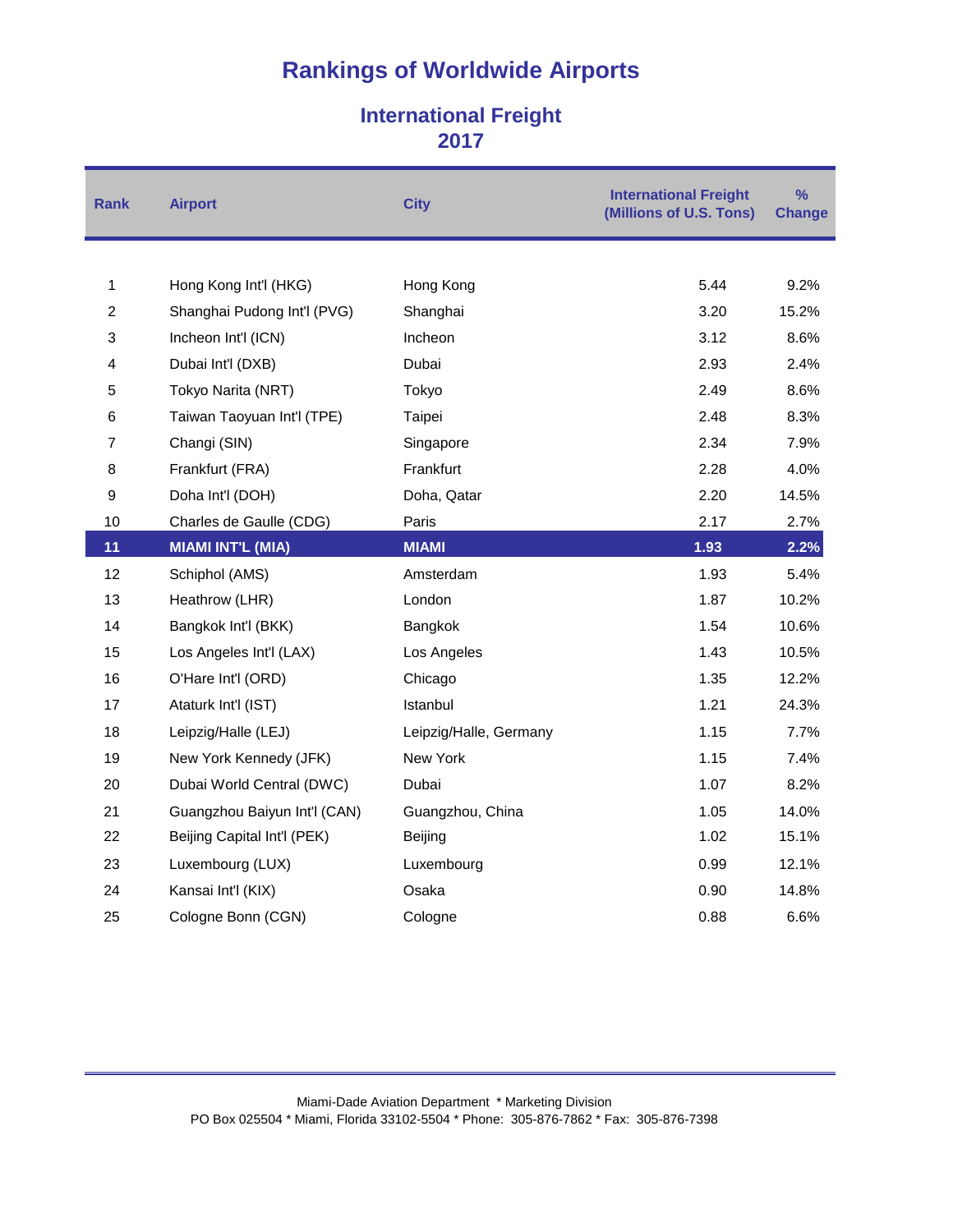# Rankings of Worldwide Airports

## International Freight
## 2017

| Rank | Airport | City | International Freight (Millions of U.S. Tons) | % Change |
|---|---|---|---|---|
| 1 | Hong Kong Int'l (HKG) | Hong Kong | 5.44 | 9.2% |
| 2 | Shanghai Pudong Int'l (PVG) | Shanghai | 3.20 | 15.2% |
| 3 | Incheon Int'l (ICN) | Incheon | 3.12 | 8.6% |
| 4 | Dubai Int'l (DXB) | Dubai | 2.93 | 2.4% |
| 5 | Tokyo Narita (NRT) | Tokyo | 2.49 | 8.6% |
| 6 | Taiwan Taoyuan Int'l (TPE) | Taipei | 2.48 | 8.3% |
| 7 | Changi (SIN) | Singapore | 2.34 | 7.9% |
| 8 | Frankfurt (FRA) | Frankfurt | 2.28 | 4.0% |
| 9 | Doha Int'l (DOH) | Doha, Qatar | 2.20 | 14.5% |
| 10 | Charles de Gaulle (CDG) | Paris | 2.17 | 2.7% |
| **11** | **MIAMI INT'L (MIA)** | **MIAMI** | **1.93** | **2.2%** |
| 12 | Schiphol (AMS) | Amsterdam | 1.93 | 5.4% |
| 13 | Heathrow (LHR) | London | 1.87 | 10.2% |
| 14 | Bangkok Int'l (BKK) | Bangkok | 1.54 | 10.6% |
| 15 | Los Angeles Int'l (LAX) | Los Angeles | 1.43 | 10.5% |
| 16 | O'Hare Int'l (ORD) | Chicago | 1.35 | 12.2% |
| 17 | Ataturk Int'l (IST) | Istanbul | 1.21 | 24.3% |
| 18 | Leipzig/Halle (LEJ) | Leipzig/Halle, Germany | 1.15 | 7.7% |
| 19 | New York Kennedy (JFK) | New York | 1.15 | 7.4% |
| 20 | Dubai World Central (DWC) | Dubai | 1.07 | 8.2% |
| 21 | Guangzhou Baiyun Int'l (CAN) | Guangzhou, China | 1.05 | 14.0% |
| 22 | Beijing Capital Int'l (PEK) | Beijing | 1.02 | 15.1% |
| 23 | Luxembourg (LUX) | Luxembourg | 0.99 | 12.1% |
| 24 | Kansai Int'l (KIX) | Osaka | 0.90 | 14.8% |
| 25 | Cologne Bonn (CGN) | Cologne | 0.88 | 6.6% |

Miami-Dade Aviation Department * Marketing Division
PO Box 025504 * Miami, Florida 33102-5504 * Phone: 305-876-7862 * Fax: 305-876-7398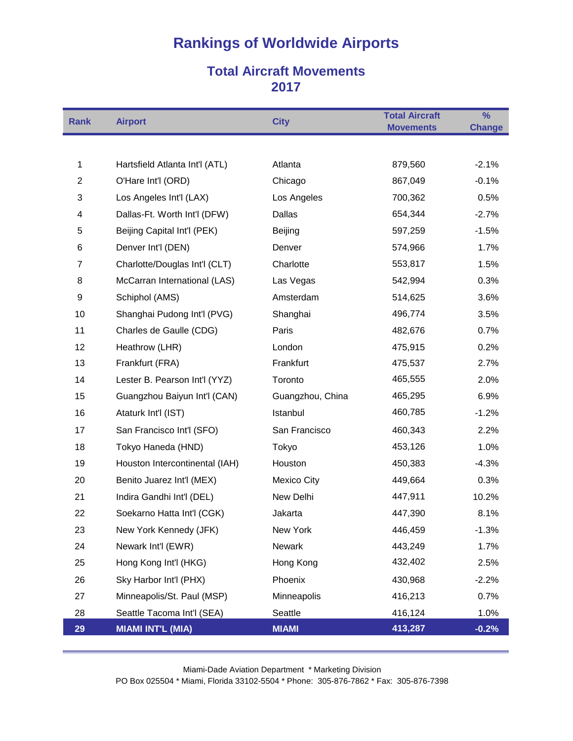# Rankings of Worldwide Airports

## Total Aircraft Movements
## 2017

| Rank | Airport | City | Total Aircraft Movements | % Change |
|---|---|---|---|---|
| 1 | Hartsfield Atlanta Int'l (ATL) | Atlanta | 879,560 | -2.1% |
| 2 | O'Hare Int'l (ORD) | Chicago | 867,049 | -0.1% |
| 3 | Los Angeles Int'l (LAX) | Los Angeles | 700,362 | 0.5% |
| 4 | Dallas-Ft. Worth Int'l (DFW) | Dallas | 654,344 | -2.7% |
| 5 | Beijing Capital Int'l (PEK) | Beijing | 597,259 | -1.5% |
| 6 | Denver Int'l (DEN) | Denver | 574,966 | 1.7% |
| 7 | Charlotte/Douglas Int'l (CLT) | Charlotte | 553,817 | 1.5% |
| 8 | McCarran International (LAS) | Las Vegas | 542,994 | 0.3% |
| 9 | Schiphol (AMS) | Amsterdam | 514,625 | 3.6% |
| 10 | Shanghai Pudong Int'l (PVG) | Shanghai | 496,774 | 3.5% |
| 11 | Charles de Gaulle (CDG) | Paris | 482,676 | 0.7% |
| 12 | Heathrow (LHR) | London | 475,915 | 0.2% |
| 13 | Frankfurt (FRA) | Frankfurt | 475,537 | 2.7% |
| 14 | Lester B. Pearson Int'l (YYZ) | Toronto | 465,555 | 2.0% |
| 15 | Guangzhou Baiyun Int'l (CAN) | Guangzhou, China | 465,295 | 6.9% |
| 16 | Ataturk Int'l (IST) | Istanbul | 460,785 | -1.2% |
| 17 | San Francisco Int'l (SFO) | San Francisco | 460,343 | 2.2% |
| 18 | Tokyo Haneda (HND) | Tokyo | 453,126 | 1.0% |
| 19 | Houston Intercontinental (IAH) | Houston | 450,383 | -4.3% |
| 20 | Benito Juarez Int'l (MEX) | Mexico City | 449,664 | 0.3% |
| 21 | Indira Gandhi Int'l (DEL) | New Delhi | 447,911 | 10.2% |
| 22 | Soekarno Hatta Int'l (CGK) | Jakarta | 447,390 | 8.1% |
| 23 | New York Kennedy (JFK) | New York | 446,459 | -1.3% |
| 24 | Newark Int'l (EWR) | Newark | 443,249 | 1.7% |
| 25 | Hong Kong Int'l (HKG) | Hong Kong | 432,402 | 2.5% |
| 26 | Sky Harbor Int'l (PHX) | Phoenix | 430,968 | -2.2% |
| 27 | Minneapolis/St. Paul (MSP) | Minneapolis | 416,213 | 0.7% |
| 28 | Seattle Tacoma Int'l (SEA) | Seattle | 416,124 | 1.0% |
| **29** | **MIAMI INT'L (MIA)** | **MIAMI** | **413,287** | **-0.2%** |

Miami-Dade Aviation Department * Marketing Division
PO Box 025504 * Miami, Florida 33102-5504 * Phone: 305-876-7862 * Fax: 305-876-7398